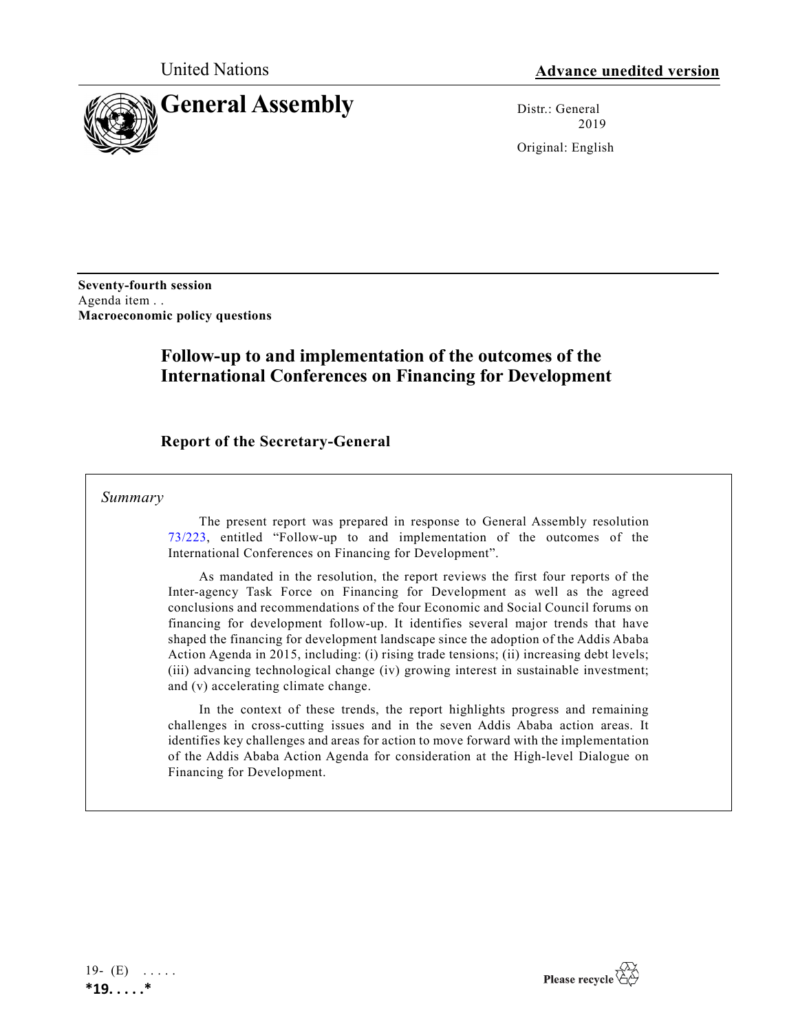United Nations

**Advance unedited version**

# General Assembly

Distr.: General
2019

Original: English

**Seventy-fourth session**
Agenda item . .
**Macroeconomic policy questions**

## Follow-up to and implementation of the outcomes of the International Conferences on Financing for Development

### Report of the Secretary-General

*Summary*

The present report was prepared in response to General Assembly resolution 73/223, entitled "Follow-up to and implementation of the outcomes of the International Conferences on Financing for Development".

As mandated in the resolution, the report reviews the first four reports of the Inter-agency Task Force on Financing for Development as well as the agreed conclusions and recommendations of the four Economic and Social Council forums on financing for development follow-up. It identifies several major trends that have shaped the financing for development landscape since the adoption of the Addis Ababa Action Agenda in 2015, including: (i) rising trade tensions; (ii) increasing debt levels; (iii) advancing technological change (iv) growing interest in sustainable investment; and (v) accelerating climate change.

In the context of these trends, the report highlights progress and remaining challenges in cross-cutting issues and in the seven Addis Ababa action areas. It identifies key challenges and areas for action to move forward with the implementation of the Addis Ababa Action Agenda for consideration at the High-level Dialogue on Financing for Development.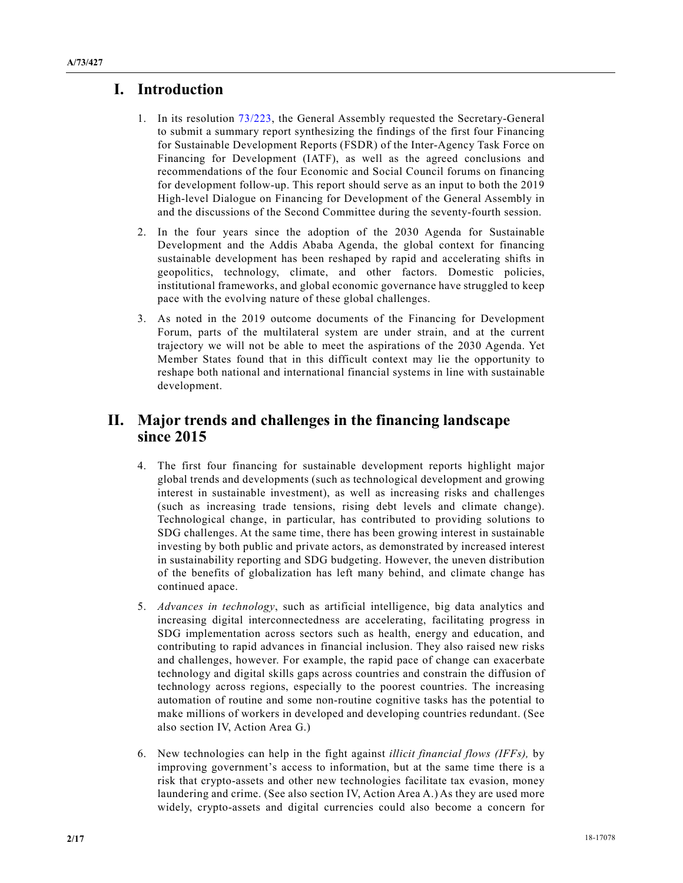# I. Introduction

1. In its resolution 73/223, the General Assembly requested the Secretary-General to submit a summary report synthesizing the findings of the first four Financing for Sustainable Development Reports (FSDR) of the Inter-Agency Task Force on Financing for Development (IATF), as well as the agreed conclusions and recommendations of the four Economic and Social Council forums on financing for development follow-up. This report should serve as an input to both the 2019 High-level Dialogue on Financing for Development of the General Assembly in and the discussions of the Second Committee during the seventy-fourth session.

2. In the four years since the adoption of the 2030 Agenda for Sustainable Development and the Addis Ababa Agenda, the global context for financing sustainable development has been reshaped by rapid and accelerating shifts in geopolitics, technology, climate, and other factors. Domestic policies, institutional frameworks, and global economic governance have struggled to keep pace with the evolving nature of these global challenges.

3. As noted in the 2019 outcome documents of the Financing for Development Forum, parts of the multilateral system are under strain, and at the current trajectory we will not be able to meet the aspirations of the 2030 Agenda. Yet Member States found that in this difficult context may lie the opportunity to reshape both national and international financial systems in line with sustainable development.

# II. Major trends and challenges in the financing landscape since 2015

4. The first four financing for sustainable development reports highlight major global trends and developments (such as technological development and growing interest in sustainable investment), as well as increasing risks and challenges (such as increasing trade tensions, rising debt levels and climate change). Technological change, in particular, has contributed to providing solutions to SDG challenges. At the same time, there has been growing interest in sustainable investing by both public and private actors, as demonstrated by increased interest in sustainability reporting and SDG budgeting. However, the uneven distribution of the benefits of globalization has left many behind, and climate change has continued apace.

5. *Advances in technology*, such as artificial intelligence, big data analytics and increasing digital interconnectedness are accelerating, facilitating progress in SDG implementation across sectors such as health, energy and education, and contributing to rapid advances in financial inclusion. They also raised new risks and challenges, however. For example, the rapid pace of change can exacerbate technology and digital skills gaps across countries and constrain the diffusion of technology across regions, especially to the poorest countries. The increasing automation of routine and some non-routine cognitive tasks has the potential to make millions of workers in developed and developing countries redundant. (See also section IV, Action Area G.)

6. New technologies can help in the fight against *illicit financial flows (IFFs),* by improving government's access to information, but at the same time there is a risk that crypto-assets and other new technologies facilitate tax evasion, money laundering and crime. (See also section IV, Action Area A.) As they are used more widely, crypto-assets and digital currencies could also become a concern for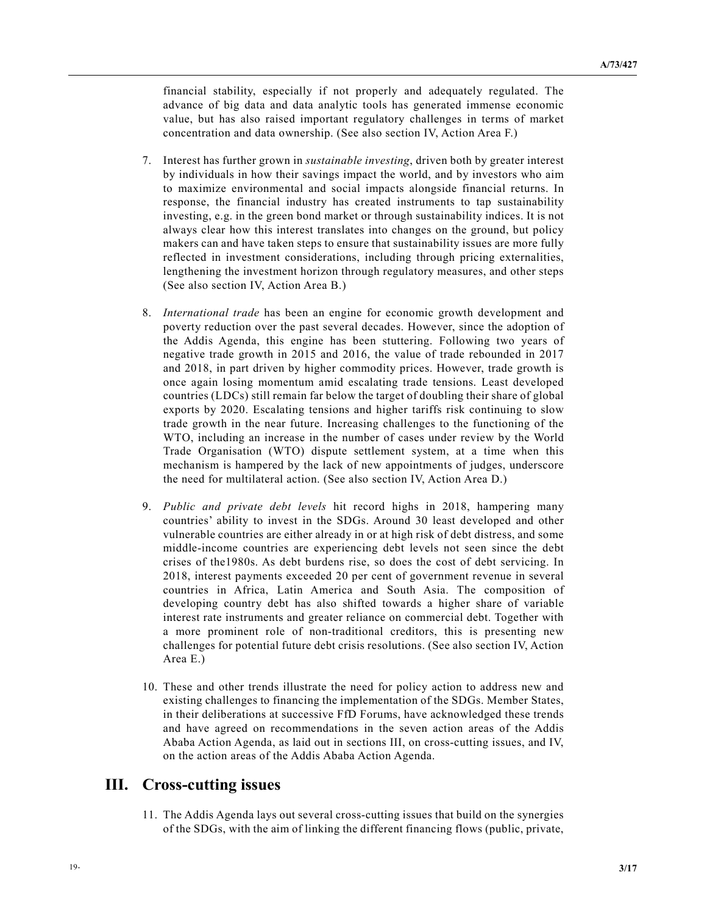financial stability, especially if not properly and adequately regulated. The advance of big data and data analytic tools has generated immense economic value, but has also raised important regulatory challenges in terms of market concentration and data ownership. (See also section IV, Action Area F.)

7. Interest has further grown in *sustainable investing*, driven both by greater interest by individuals in how their savings impact the world, and by investors who aim to maximize environmental and social impacts alongside financial returns. In response, the financial industry has created instruments to tap sustainability investing, e.g. in the green bond market or through sustainability indices. It is not always clear how this interest translates into changes on the ground, but policy makers can and have taken steps to ensure that sustainability issues are more fully reflected in investment considerations, including through pricing externalities, lengthening the investment horizon through regulatory measures, and other steps (See also section IV, Action Area B.)

8. *International trade* has been an engine for economic growth development and poverty reduction over the past several decades. However, since the adoption of the Addis Agenda, this engine has been stuttering. Following two years of negative trade growth in 2015 and 2016, the value of trade rebounded in 2017 and 2018, in part driven by higher commodity prices. However, trade growth is once again losing momentum amid escalating trade tensions. Least developed countries (LDCs) still remain far below the target of doubling their share of global exports by 2020. Escalating tensions and higher tariffs risk continuing to slow trade growth in the near future. Increasing challenges to the functioning of the WTO, including an increase in the number of cases under review by the World Trade Organisation (WTO) dispute settlement system, at a time when this mechanism is hampered by the lack of new appointments of judges, underscore the need for multilateral action. (See also section IV, Action Area D.)

9. *Public and private debt levels* hit record highs in 2018, hampering many countries' ability to invest in the SDGs. Around 30 least developed and other vulnerable countries are either already in or at high risk of debt distress, and some middle-income countries are experiencing debt levels not seen since the debt crises of the1980s. As debt burdens rise, so does the cost of debt servicing. In 2018, interest payments exceeded 20 per cent of government revenue in several countries in Africa, Latin America and South Asia. The composition of developing country debt has also shifted towards a higher share of variable interest rate instruments and greater reliance on commercial debt. Together with a more prominent role of non-traditional creditors, this is presenting new challenges for potential future debt crisis resolutions. (See also section IV, Action Area E.)

10. These and other trends illustrate the need for policy action to address new and existing challenges to financing the implementation of the SDGs. Member States, in their deliberations at successive FfD Forums, have acknowledged these trends and have agreed on recommendations in the seven action areas of the Addis Ababa Action Agenda, as laid out in sections III, on cross-cutting issues, and IV, on the action areas of the Addis Ababa Action Agenda.

## III. Cross-cutting issues

11. The Addis Agenda lays out several cross-cutting issues that build on the synergies of the SDGs, with the aim of linking the different financing flows (public, private,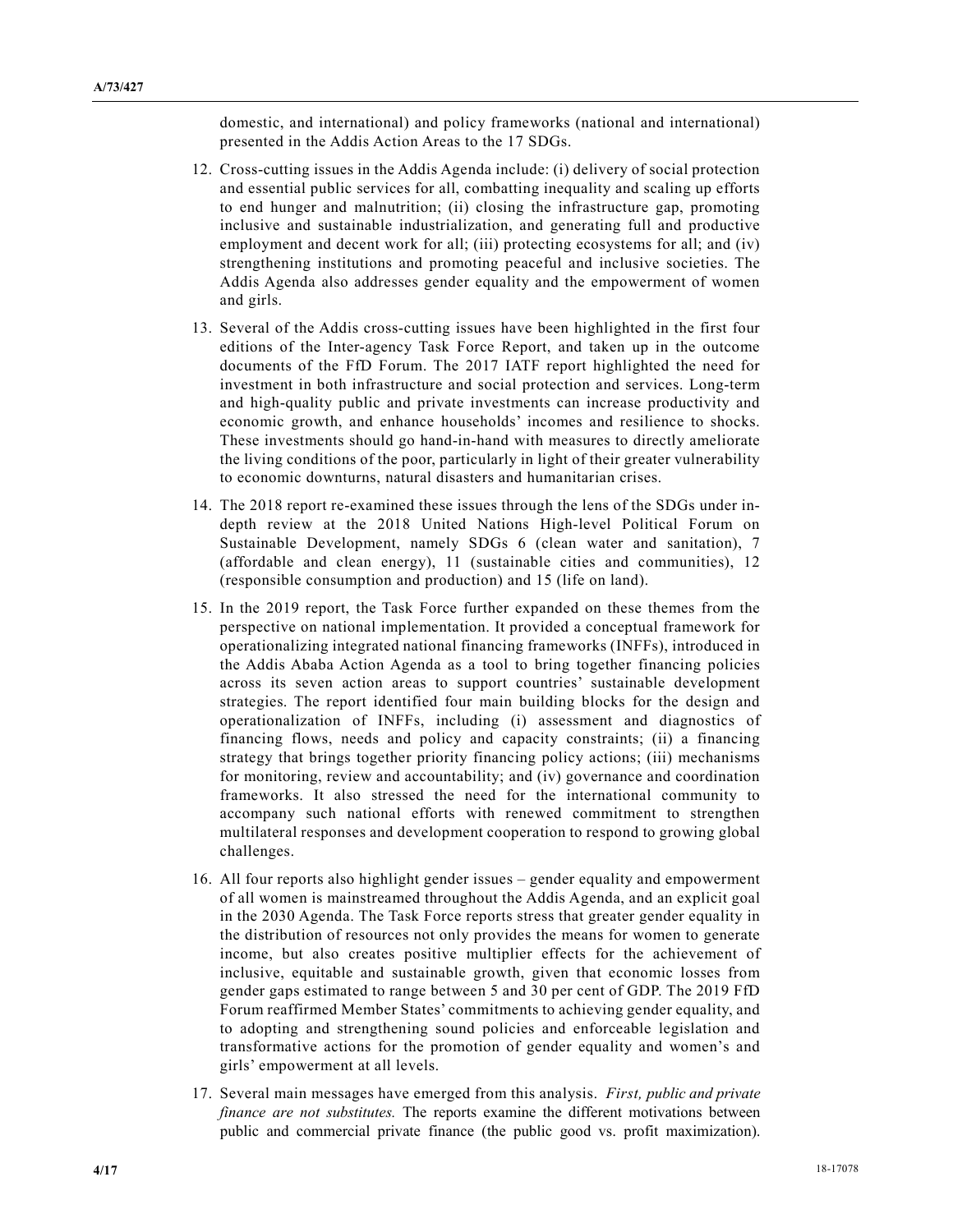domestic, and international) and policy frameworks (national and international) presented in the Addis Action Areas to the 17 SDGs.

12. Cross-cutting issues in the Addis Agenda include: (i) delivery of social protection and essential public services for all, combatting inequality and scaling up efforts to end hunger and malnutrition; (ii) closing the infrastructure gap, promoting inclusive and sustainable industrialization, and generating full and productive employment and decent work for all; (iii) protecting ecosystems for all; and (iv) strengthening institutions and promoting peaceful and inclusive societies. The Addis Agenda also addresses gender equality and the empowerment of women and girls.

13. Several of the Addis cross-cutting issues have been highlighted in the first four editions of the Inter-agency Task Force Report, and taken up in the outcome documents of the FfD Forum. The 2017 IATF report highlighted the need for investment in both infrastructure and social protection and services. Long-term and high-quality public and private investments can increase productivity and economic growth, and enhance households' incomes and resilience to shocks. These investments should go hand-in-hand with measures to directly ameliorate the living conditions of the poor, particularly in light of their greater vulnerability to economic downturns, natural disasters and humanitarian crises.

14. The 2018 report re-examined these issues through the lens of the SDGs under in-depth review at the 2018 United Nations High-level Political Forum on Sustainable Development, namely SDGs 6 (clean water and sanitation), 7 (affordable and clean energy), 11 (sustainable cities and communities), 12 (responsible consumption and production) and 15 (life on land).

15. In the 2019 report, the Task Force further expanded on these themes from the perspective on national implementation. It provided a conceptual framework for operationalizing integrated national financing frameworks (INFFs), introduced in the Addis Ababa Action Agenda as a tool to bring together financing policies across its seven action areas to support countries' sustainable development strategies. The report identified four main building blocks for the design and operationalization of INFFs, including (i) assessment and diagnostics of financing flows, needs and policy and capacity constraints; (ii) a financing strategy that brings together priority financing policy actions; (iii) mechanisms for monitoring, review and accountability; and (iv) governance and coordination frameworks. It also stressed the need for the international community to accompany such national efforts with renewed commitment to strengthen multilateral responses and development cooperation to respond to growing global challenges.

16. All four reports also highlight gender issues – gender equality and empowerment of all women is mainstreamed throughout the Addis Agenda, and an explicit goal in the 2030 Agenda. The Task Force reports stress that greater gender equality in the distribution of resources not only provides the means for women to generate income, but also creates positive multiplier effects for the achievement of inclusive, equitable and sustainable growth, given that economic losses from gender gaps estimated to range between 5 and 30 per cent of GDP. The 2019 FfD Forum reaffirmed Member States' commitments to achieving gender equality, and to adopting and strengthening sound policies and enforceable legislation and transformative actions for the promotion of gender equality and women's and girls' empowerment at all levels.

17. Several main messages have emerged from this analysis. *First, public and private finance are not substitutes.* The reports examine the different motivations between public and commercial private finance (the public good vs. profit maximization).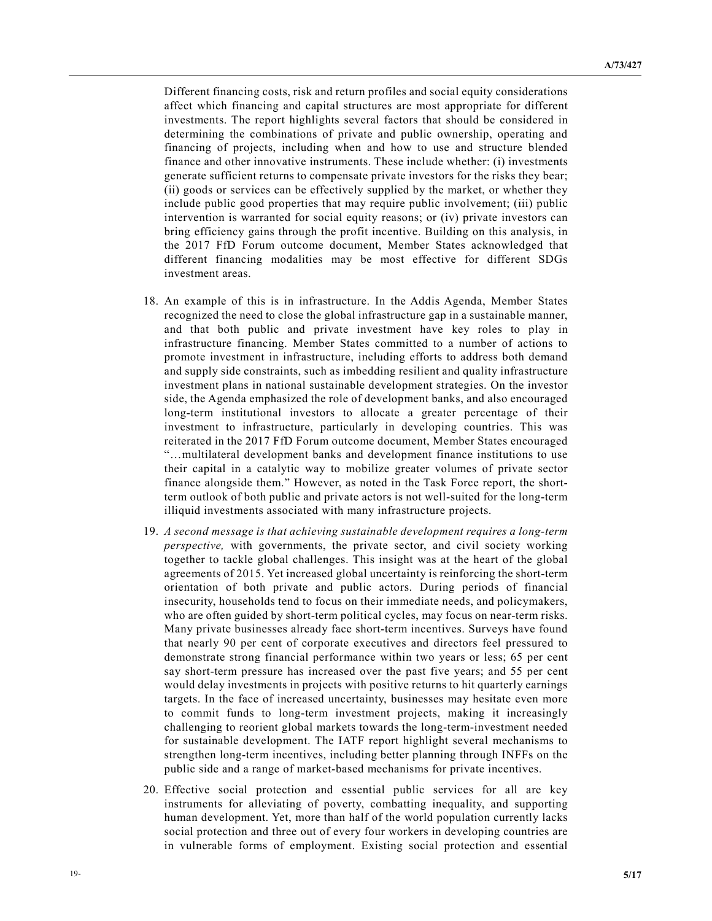Different financing costs, risk and return profiles and social equity considerations affect which financing and capital structures are most appropriate for different investments. The report highlights several factors that should be considered in determining the combinations of private and public ownership, operating and financing of projects, including when and how to use and structure blended finance and other innovative instruments. These include whether: (i) investments generate sufficient returns to compensate private investors for the risks they bear; (ii) goods or services can be effectively supplied by the market, or whether they include public good properties that may require public involvement; (iii) public intervention is warranted for social equity reasons; or (iv) private investors can bring efficiency gains through the profit incentive. Building on this analysis, in the 2017 FfD Forum outcome document, Member States acknowledged that different financing modalities may be most effective for different SDGs investment areas.

18. An example of this is in infrastructure. In the Addis Agenda, Member States recognized the need to close the global infrastructure gap in a sustainable manner, and that both public and private investment have key roles to play in infrastructure financing. Member States committed to a number of actions to promote investment in infrastructure, including efforts to address both demand and supply side constraints, such as imbedding resilient and quality infrastructure investment plans in national sustainable development strategies. On the investor side, the Agenda emphasized the role of development banks, and also encouraged long-term institutional investors to allocate a greater percentage of their investment to infrastructure, particularly in developing countries. This was reiterated in the 2017 FfD Forum outcome document, Member States encouraged "…multilateral development banks and development finance institutions to use their capital in a catalytic way to mobilize greater volumes of private sector finance alongside them." However, as noted in the Task Force report, the short-term outlook of both public and private actors is not well-suited for the long-term illiquid investments associated with many infrastructure projects.

19. *A second message is that achieving sustainable development requires a long-term perspective,* with governments, the private sector, and civil society working together to tackle global challenges. This insight was at the heart of the global agreements of 2015. Yet increased global uncertainty is reinforcing the short-term orientation of both private and public actors. During periods of financial insecurity, households tend to focus on their immediate needs, and policymakers, who are often guided by short-term political cycles, may focus on near-term risks. Many private businesses already face short-term incentives. Surveys have found that nearly 90 per cent of corporate executives and directors feel pressured to demonstrate strong financial performance within two years or less; 65 per cent say short-term pressure has increased over the past five years; and 55 per cent would delay investments in projects with positive returns to hit quarterly earnings targets. In the face of increased uncertainty, businesses may hesitate even more to commit funds to long-term investment projects, making it increasingly challenging to reorient global markets towards the long-term-investment needed for sustainable development. The IATF report highlight several mechanisms to strengthen long-term incentives, including better planning through INFFs on the public side and a range of market-based mechanisms for private incentives.

20. Effective social protection and essential public services for all are key instruments for alleviating of poverty, combatting inequality, and supporting human development. Yet, more than half of the world population currently lacks social protection and three out of every four workers in developing countries are in vulnerable forms of employment. Existing social protection and essential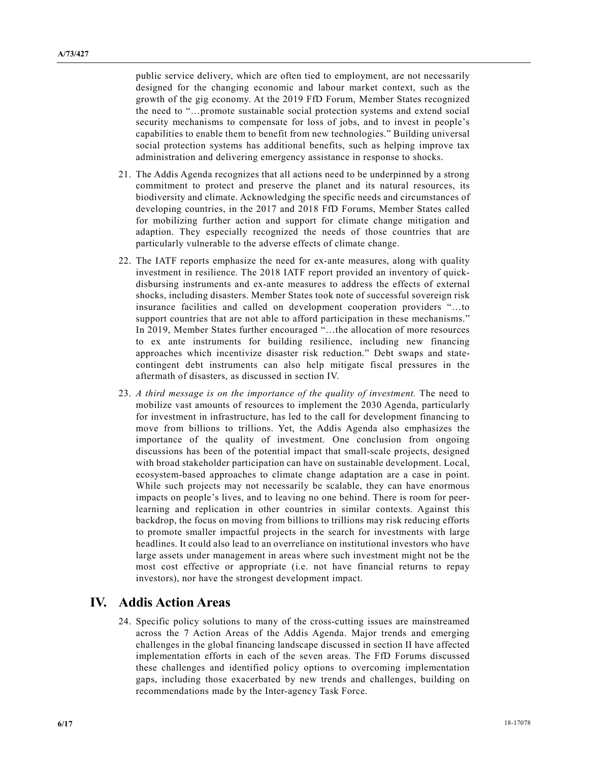public service delivery, which are often tied to employment, are not necessarily designed for the changing economic and labour market context, such as the growth of the gig economy. At the 2019 FfD Forum, Member States recognized the need to "…promote sustainable social protection systems and extend social security mechanisms to compensate for loss of jobs, and to invest in people's capabilities to enable them to benefit from new technologies." Building universal social protection systems has additional benefits, such as helping improve tax administration and delivering emergency assistance in response to shocks.

21. The Addis Agenda recognizes that all actions need to be underpinned by a strong commitment to protect and preserve the planet and its natural resources, its biodiversity and climate. Acknowledging the specific needs and circumstances of developing countries, in the 2017 and 2018 FfD Forums, Member States called for mobilizing further action and support for climate change mitigation and adaption. They especially recognized the needs of those countries that are particularly vulnerable to the adverse effects of climate change.

22. The IATF reports emphasize the need for ex-ante measures, along with quality investment in resilience. The 2018 IATF report provided an inventory of quick-disbursing instruments and ex-ante measures to address the effects of external shocks, including disasters. Member States took note of successful sovereign risk insurance facilities and called on development cooperation providers "…to support countries that are not able to afford participation in these mechanisms." In 2019, Member States further encouraged "…the allocation of more resources to ex ante instruments for building resilience, including new financing approaches which incentivize disaster risk reduction." Debt swaps and state-contingent debt instruments can also help mitigate fiscal pressures in the aftermath of disasters, as discussed in section IV.

23. *A third message is on the importance of the quality of investment.* The need to mobilize vast amounts of resources to implement the 2030 Agenda, particularly for investment in infrastructure, has led to the call for development financing to move from billions to trillions. Yet, the Addis Agenda also emphasizes the importance of the quality of investment. One conclusion from ongoing discussions has been of the potential impact that small-scale projects, designed with broad stakeholder participation can have on sustainable development. Local, ecosystem-based approaches to climate change adaptation are a case in point. While such projects may not necessarily be scalable, they can have enormous impacts on people's lives, and to leaving no one behind. There is room for peer-learning and replication in other countries in similar contexts. Against this backdrop, the focus on moving from billions to trillions may risk reducing efforts to promote smaller impactful projects in the search for investments with large headlines. It could also lead to an overreliance on institutional investors who have large assets under management in areas where such investment might not be the most cost effective or appropriate (i.e. not have financial returns to repay investors), nor have the strongest development impact.

# IV. Addis Action Areas

24. Specific policy solutions to many of the cross-cutting issues are mainstreamed across the 7 Action Areas of the Addis Agenda. Major trends and emerging challenges in the global financing landscape discussed in section II have affected implementation efforts in each of the seven areas. The FfD Forums discussed these challenges and identified policy options to overcoming implementation gaps, including those exacerbated by new trends and challenges, building on recommendations made by the Inter-agency Task Force.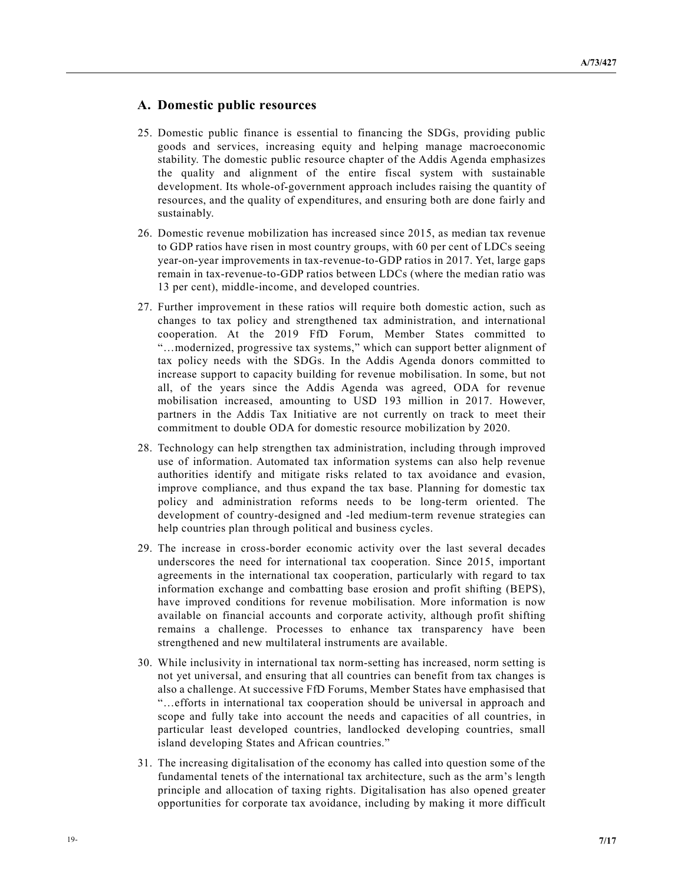## A. Domestic public resources

25. Domestic public finance is essential to financing the SDGs, providing public goods and services, increasing equity and helping manage macroeconomic stability. The domestic public resource chapter of the Addis Agenda emphasizes the quality and alignment of the entire fiscal system with sustainable development. Its whole-of-government approach includes raising the quantity of resources, and the quality of expenditures, and ensuring both are done fairly and sustainably.

26. Domestic revenue mobilization has increased since 2015, as median tax revenue to GDP ratios have risen in most country groups, with 60 per cent of LDCs seeing year-on-year improvements in tax-revenue-to-GDP ratios in 2017. Yet, large gaps remain in tax-revenue-to-GDP ratios between LDCs (where the median ratio was 13 per cent), middle-income, and developed countries.

27. Further improvement in these ratios will require both domestic action, such as changes to tax policy and strengthened tax administration, and international cooperation. At the 2019 FfD Forum, Member States committed to "…modernized, progressive tax systems," which can support better alignment of tax policy needs with the SDGs. In the Addis Agenda donors committed to increase support to capacity building for revenue mobilisation. In some, but not all, of the years since the Addis Agenda was agreed, ODA for revenue mobilisation increased, amounting to USD 193 million in 2017. However, partners in the Addis Tax Initiative are not currently on track to meet their commitment to double ODA for domestic resource mobilization by 2020.

28. Technology can help strengthen tax administration, including through improved use of information. Automated tax information systems can also help revenue authorities identify and mitigate risks related to tax avoidance and evasion, improve compliance, and thus expand the tax base. Planning for domestic tax policy and administration reforms needs to be long-term oriented. The development of country-designed and -led medium-term revenue strategies can help countries plan through political and business cycles.

29. The increase in cross-border economic activity over the last several decades underscores the need for international tax cooperation. Since 2015, important agreements in the international tax cooperation, particularly with regard to tax information exchange and combatting base erosion and profit shifting (BEPS), have improved conditions for revenue mobilisation. More information is now available on financial accounts and corporate activity, although profit shifting remains a challenge. Processes to enhance tax transparency have been strengthened and new multilateral instruments are available.

30. While inclusivity in international tax norm-setting has increased, norm setting is not yet universal, and ensuring that all countries can benefit from tax changes is also a challenge. At successive FfD Forums, Member States have emphasised that "…efforts in international tax cooperation should be universal in approach and scope and fully take into account the needs and capacities of all countries, in particular least developed countries, landlocked developing countries, small island developing States and African countries."

31. The increasing digitalisation of the economy has called into question some of the fundamental tenets of the international tax architecture, such as the arm's length principle and allocation of taxing rights. Digitalisation has also opened greater opportunities for corporate tax avoidance, including by making it more difficult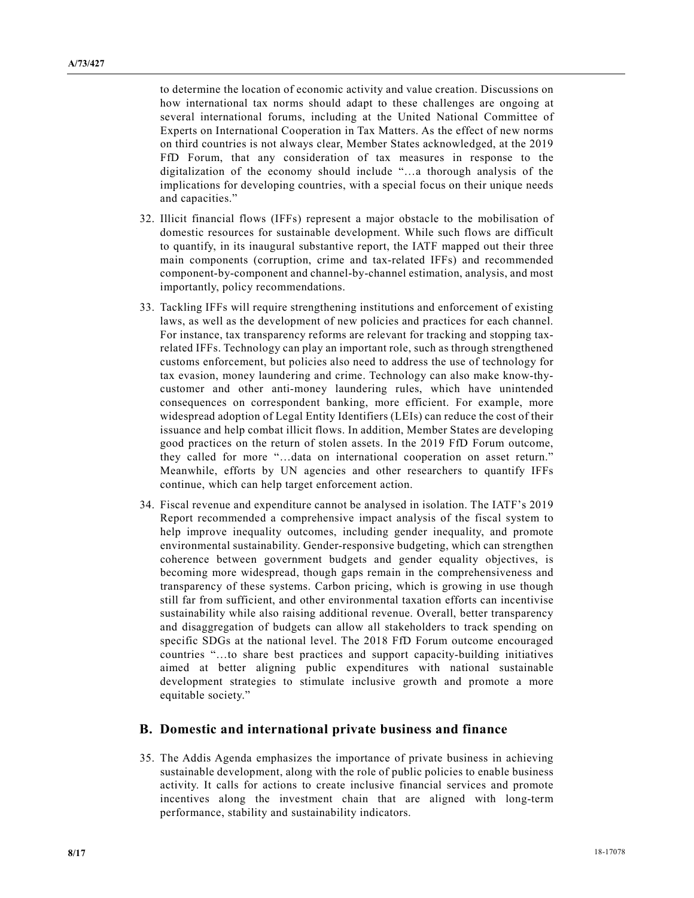to determine the location of economic activity and value creation. Discussions on how international tax norms should adapt to these challenges are ongoing at several international forums, including at the United National Committee of Experts on International Cooperation in Tax Matters. As the effect of new norms on third countries is not always clear, Member States acknowledged, at the 2019 FfD Forum, that any consideration of tax measures in response to the digitalization of the economy should include "…a thorough analysis of the implications for developing countries, with a special focus on their unique needs and capacities."

32. Illicit financial flows (IFFs) represent a major obstacle to the mobilisation of domestic resources for sustainable development. While such flows are difficult to quantify, in its inaugural substantive report, the IATF mapped out their three main components (corruption, crime and tax-related IFFs) and recommended component-by-component and channel-by-channel estimation, analysis, and most importantly, policy recommendations.

33. Tackling IFFs will require strengthening institutions and enforcement of existing laws, as well as the development of new policies and practices for each channel. For instance, tax transparency reforms are relevant for tracking and stopping tax-related IFFs. Technology can play an important role, such as through strengthened customs enforcement, but policies also need to address the use of technology for tax evasion, money laundering and crime. Technology can also make know-thy-customer and other anti-money laundering rules, which have unintended consequences on correspondent banking, more efficient. For example, more widespread adoption of Legal Entity Identifiers (LEIs) can reduce the cost of their issuance and help combat illicit flows. In addition, Member States are developing good practices on the return of stolen assets. In the 2019 FfD Forum outcome, they called for more "…data on international cooperation on asset return." Meanwhile, efforts by UN agencies and other researchers to quantify IFFs continue, which can help target enforcement action.

34. Fiscal revenue and expenditure cannot be analysed in isolation. The IATF's 2019 Report recommended a comprehensive impact analysis of the fiscal system to help improve inequality outcomes, including gender inequality, and promote environmental sustainability. Gender-responsive budgeting, which can strengthen coherence between government budgets and gender equality objectives, is becoming more widespread, though gaps remain in the comprehensiveness and transparency of these systems. Carbon pricing, which is growing in use though still far from sufficient, and other environmental taxation efforts can incentivise sustainability while also raising additional revenue. Overall, better transparency and disaggregation of budgets can allow all stakeholders to track spending on specific SDGs at the national level. The 2018 FfD Forum outcome encouraged countries "…to share best practices and support capacity-building initiatives aimed at better aligning public expenditures with national sustainable development strategies to stimulate inclusive growth and promote a more equitable society."

## B. Domestic and international private business and finance

35. The Addis Agenda emphasizes the importance of private business in achieving sustainable development, along with the role of public policies to enable business activity. It calls for actions to create inclusive financial services and promote incentives along the investment chain that are aligned with long-term performance, stability and sustainability indicators.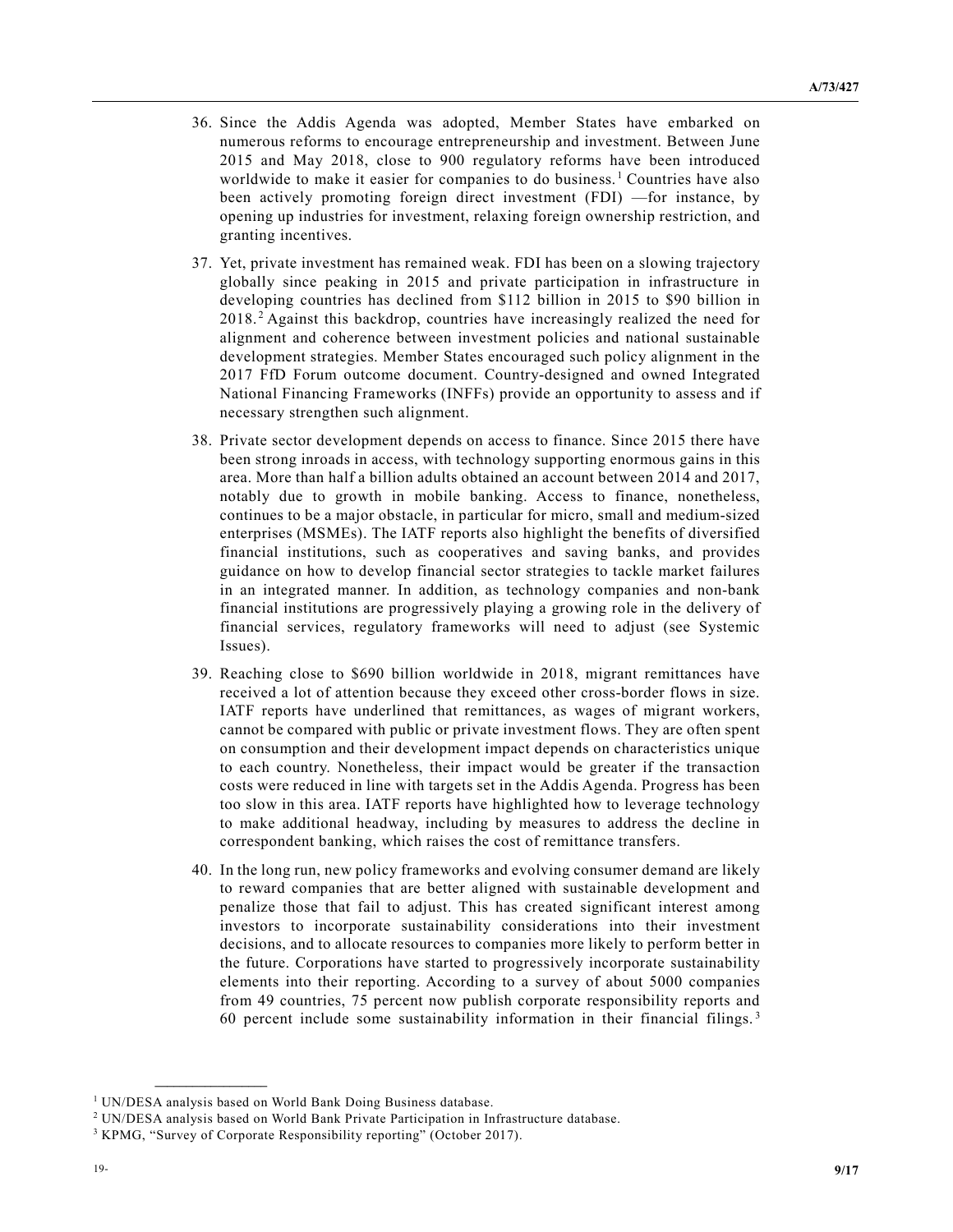36. Since the Addis Agenda was adopted, Member States have embarked on numerous reforms to encourage entrepreneurship and investment. Between June 2015 and May 2018, close to 900 regulatory reforms have been introduced worldwide to make it easier for companies to do business.[1] Countries have also been actively promoting foreign direct investment (FDI) —for instance, by opening up industries for investment, relaxing foreign ownership restriction, and granting incentives.

37. Yet, private investment has remained weak. FDI has been on a slowing trajectory globally since peaking in 2015 and private participation in infrastructure in developing countries has declined from $112 billion in 2015 to $90 billion in 2018.[2] Against this backdrop, countries have increasingly realized the need for alignment and coherence between investment policies and national sustainable development strategies. Member States encouraged such policy alignment in the 2017 FfD Forum outcome document. Country-designed and owned Integrated National Financing Frameworks (INFFs) provide an opportunity to assess and if necessary strengthen such alignment.

38. Private sector development depends on access to finance. Since 2015 there have been strong inroads in access, with technology supporting enormous gains in this area. More than half a billion adults obtained an account between 2014 and 2017, notably due to growth in mobile banking. Access to finance, nonetheless, continues to be a major obstacle, in particular for micro, small and medium-sized enterprises (MSMEs). The IATF reports also highlight the benefits of diversified financial institutions, such as cooperatives and saving banks, and provides guidance on how to develop financial sector strategies to tackle market failures in an integrated manner. In addition, as technology companies and non-bank financial institutions are progressively playing a growing role in the delivery of financial services, regulatory frameworks will need to adjust (see Systemic Issues).

39. Reaching close to $690 billion worldwide in 2018, migrant remittances have received a lot of attention because they exceed other cross-border flows in size. IATF reports have underlined that remittances, as wages of migrant workers, cannot be compared with public or private investment flows. They are often spent on consumption and their development impact depends on characteristics unique to each country. Nonetheless, their impact would be greater if the transaction costs were reduced in line with targets set in the Addis Agenda. Progress has been too slow in this area. IATF reports have highlighted how to leverage technology to make additional headway, including by measures to address the decline in correspondent banking, which raises the cost of remittance transfers.

40. In the long run, new policy frameworks and evolving consumer demand are likely to reward companies that are better aligned with sustainable development and penalize those that fail to adjust. This has created significant interest among investors to incorporate sustainability considerations into their investment decisions, and to allocate resources to companies more likely to perform better in the future. Corporations have started to progressively incorporate sustainability elements into their reporting. According to a survey of about 5000 companies from 49 countries, 75 percent now publish corporate responsibility reports and 60 percent include some sustainability information in their financial filings.[3]

---

[1] UN/DESA analysis based on World Bank Doing Business database.

[2] UN/DESA analysis based on World Bank Private Participation in Infrastructure database.

[3] KPMG, "Survey of Corporate Responsibility reporting" (October 2017).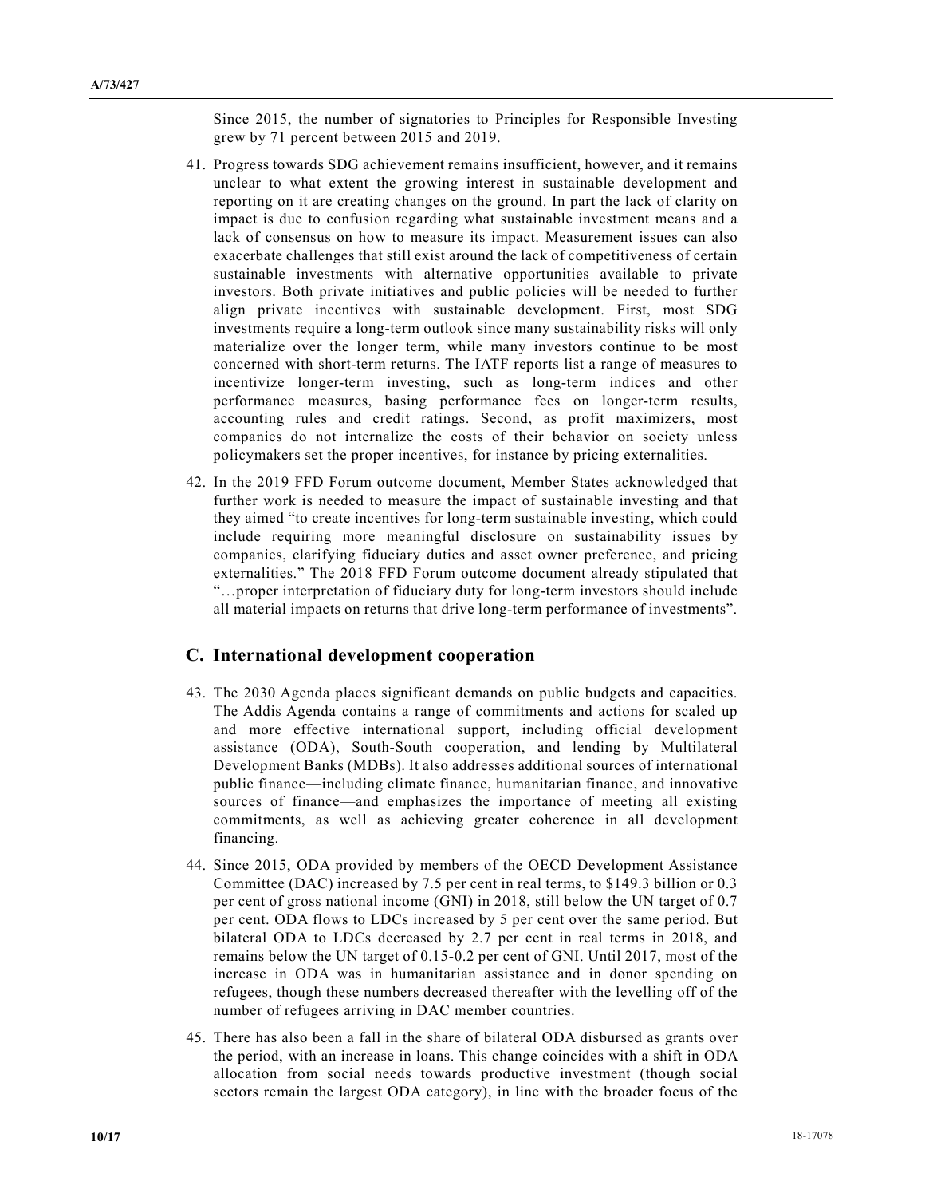Since 2015, the number of signatories to Principles for Responsible Investing grew by 71 percent between 2015 and 2019.

41. Progress towards SDG achievement remains insufficient, however, and it remains unclear to what extent the growing interest in sustainable development and reporting on it are creating changes on the ground. In part the lack of clarity on impact is due to confusion regarding what sustainable investment means and a lack of consensus on how to measure its impact. Measurement issues can also exacerbate challenges that still exist around the lack of competitiveness of certain sustainable investments with alternative opportunities available to private investors. Both private initiatives and public policies will be needed to further align private incentives with sustainable development. First, most SDG investments require a long-term outlook since many sustainability risks will only materialize over the longer term, while many investors continue to be most concerned with short-term returns. The IATF reports list a range of measures to incentivize longer-term investing, such as long-term indices and other performance measures, basing performance fees on longer-term results, accounting rules and credit ratings. Second, as profit maximizers, most companies do not internalize the costs of their behavior on society unless policymakers set the proper incentives, for instance by pricing externalities.

42. In the 2019 FFD Forum outcome document, Member States acknowledged that further work is needed to measure the impact of sustainable investing and that they aimed "to create incentives for long-term sustainable investing, which could include requiring more meaningful disclosure on sustainability issues by companies, clarifying fiduciary duties and asset owner preference, and pricing externalities." The 2018 FFD Forum outcome document already stipulated that "…proper interpretation of fiduciary duty for long-term investors should include all material impacts on returns that drive long-term performance of investments".

## C. International development cooperation

43. The 2030 Agenda places significant demands on public budgets and capacities. The Addis Agenda contains a range of commitments and actions for scaled up and more effective international support, including official development assistance (ODA), South-South cooperation, and lending by Multilateral Development Banks (MDBs). It also addresses additional sources of international public finance—including climate finance, humanitarian finance, and innovative sources of finance—and emphasizes the importance of meeting all existing commitments, as well as achieving greater coherence in all development financing.

44. Since 2015, ODA provided by members of the OECD Development Assistance Committee (DAC) increased by 7.5 per cent in real terms, to $149.3 billion or 0.3 per cent of gross national income (GNI) in 2018, still below the UN target of 0.7 per cent. ODA flows to LDCs increased by 5 per cent over the same period. But bilateral ODA to LDCs decreased by 2.7 per cent in real terms in 2018, and remains below the UN target of 0.15-0.2 per cent of GNI. Until 2017, most of the increase in ODA was in humanitarian assistance and in donor spending on refugees, though these numbers decreased thereafter with the levelling off of the number of refugees arriving in DAC member countries.

45. There has also been a fall in the share of bilateral ODA disbursed as grants over the period, with an increase in loans. This change coincides with a shift in ODA allocation from social needs towards productive investment (though social sectors remain the largest ODA category), in line with the broader focus of the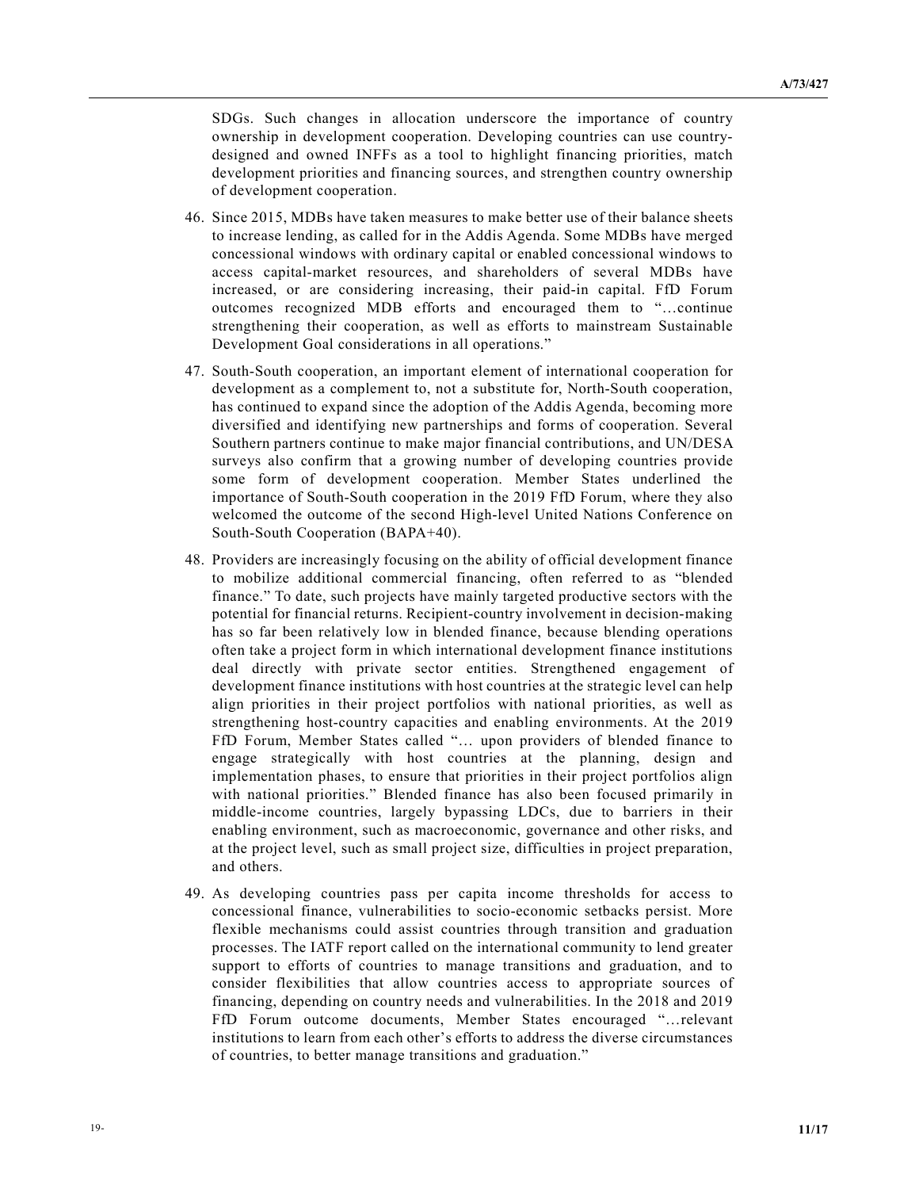SDGs. Such changes in allocation underscore the importance of country ownership in development cooperation. Developing countries can use country-designed and owned INFFs as a tool to highlight financing priorities, match development priorities and financing sources, and strengthen country ownership of development cooperation.

46. Since 2015, MDBs have taken measures to make better use of their balance sheets to increase lending, as called for in the Addis Agenda. Some MDBs have merged concessional windows with ordinary capital or enabled concessional windows to access capital-market resources, and shareholders of several MDBs have increased, or are considering increasing, their paid-in capital. FfD Forum outcomes recognized MDB efforts and encouraged them to "…continue strengthening their cooperation, as well as efforts to mainstream Sustainable Development Goal considerations in all operations."

47. South-South cooperation, an important element of international cooperation for development as a complement to, not a substitute for, North-South cooperation, has continued to expand since the adoption of the Addis Agenda, becoming more diversified and identifying new partnerships and forms of cooperation. Several Southern partners continue to make major financial contributions, and UN/DESA surveys also confirm that a growing number of developing countries provide some form of development cooperation. Member States underlined the importance of South-South cooperation in the 2019 FfD Forum, where they also welcomed the outcome of the second High-level United Nations Conference on South-South Cooperation (BAPA+40).

48. Providers are increasingly focusing on the ability of official development finance to mobilize additional commercial financing, often referred to as "blended finance." To date, such projects have mainly targeted productive sectors with the potential for financial returns. Recipient-country involvement in decision-making has so far been relatively low in blended finance, because blending operations often take a project form in which international development finance institutions deal directly with private sector entities. Strengthened engagement of development finance institutions with host countries at the strategic level can help align priorities in their project portfolios with national priorities, as well as strengthening host-country capacities and enabling environments. At the 2019 FfD Forum, Member States called "… upon providers of blended finance to engage strategically with host countries at the planning, design and implementation phases, to ensure that priorities in their project portfolios align with national priorities." Blended finance has also been focused primarily in middle-income countries, largely bypassing LDCs, due to barriers in their enabling environment, such as macroeconomic, governance and other risks, and at the project level, such as small project size, difficulties in project preparation, and others.

49. As developing countries pass per capita income thresholds for access to concessional finance, vulnerabilities to socio-economic setbacks persist. More flexible mechanisms could assist countries through transition and graduation processes. The IATF report called on the international community to lend greater support to efforts of countries to manage transitions and graduation, and to consider flexibilities that allow countries access to appropriate sources of financing, depending on country needs and vulnerabilities. In the 2018 and 2019 FfD Forum outcome documents, Member States encouraged "…relevant institutions to learn from each other's efforts to address the diverse circumstances of countries, to better manage transitions and graduation."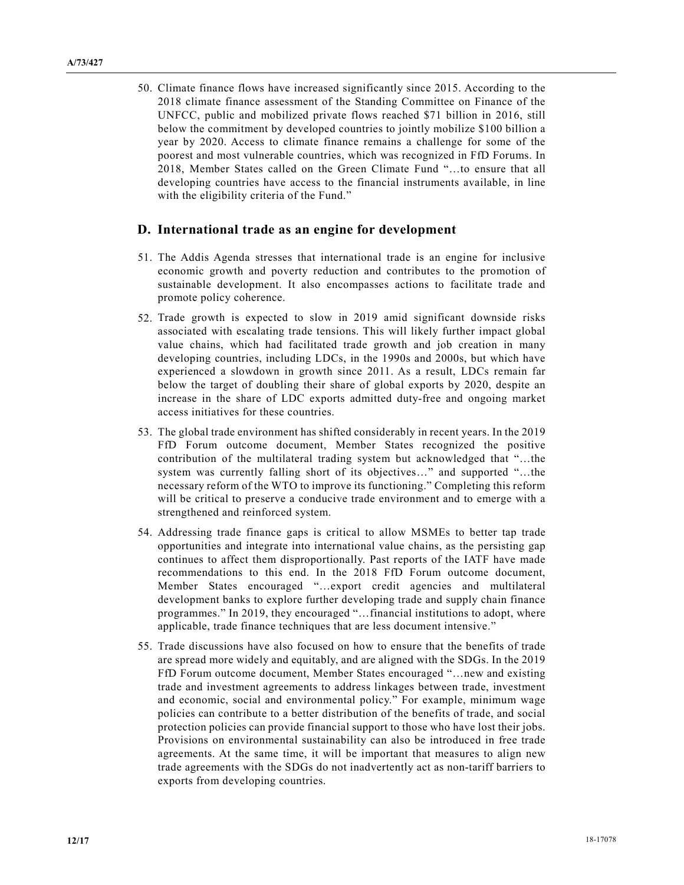50. Climate finance flows have increased significantly since 2015. According to the 2018 climate finance assessment of the Standing Committee on Finance of the UNFCC, public and mobilized private flows reached $71 billion in 2016, still below the commitment by developed countries to jointly mobilize $100 billion a year by 2020. Access to climate finance remains a challenge for some of the poorest and most vulnerable countries, which was recognized in FfD Forums. In 2018, Member States called on the Green Climate Fund "…to ensure that all developing countries have access to the financial instruments available, in line with the eligibility criteria of the Fund."

## D. International trade as an engine for development

51. The Addis Agenda stresses that international trade is an engine for inclusive economic growth and poverty reduction and contributes to the promotion of sustainable development. It also encompasses actions to facilitate trade and promote policy coherence.

52. Trade growth is expected to slow in 2019 amid significant downside risks associated with escalating trade tensions. This will likely further impact global value chains, which had facilitated trade growth and job creation in many developing countries, including LDCs, in the 1990s and 2000s, but which have experienced a slowdown in growth since 2011. As a result, LDCs remain far below the target of doubling their share of global exports by 2020, despite an increase in the share of LDC exports admitted duty-free and ongoing market access initiatives for these countries.

53. The global trade environment has shifted considerably in recent years. In the 2019 FfD Forum outcome document, Member States recognized the positive contribution of the multilateral trading system but acknowledged that "…the system was currently falling short of its objectives…" and supported "…the necessary reform of the WTO to improve its functioning." Completing this reform will be critical to preserve a conducive trade environment and to emerge with a strengthened and reinforced system.

54. Addressing trade finance gaps is critical to allow MSMEs to better tap trade opportunities and integrate into international value chains, as the persisting gap continues to affect them disproportionally. Past reports of the IATF have made recommendations to this end. In the 2018 FfD Forum outcome document, Member States encouraged "…export credit agencies and multilateral development banks to explore further developing trade and supply chain finance programmes." In 2019, they encouraged "…financial institutions to adopt, where applicable, trade finance techniques that are less document intensive."

55. Trade discussions have also focused on how to ensure that the benefits of trade are spread more widely and equitably, and are aligned with the SDGs. In the 2019 FfD Forum outcome document, Member States encouraged "…new and existing trade and investment agreements to address linkages between trade, investment and economic, social and environmental policy." For example, minimum wage policies can contribute to a better distribution of the benefits of trade, and social protection policies can provide financial support to those who have lost their jobs. Provisions on environmental sustainability can also be introduced in free trade agreements. At the same time, it will be important that measures to align new trade agreements with the SDGs do not inadvertently act as non-tariff barriers to exports from developing countries.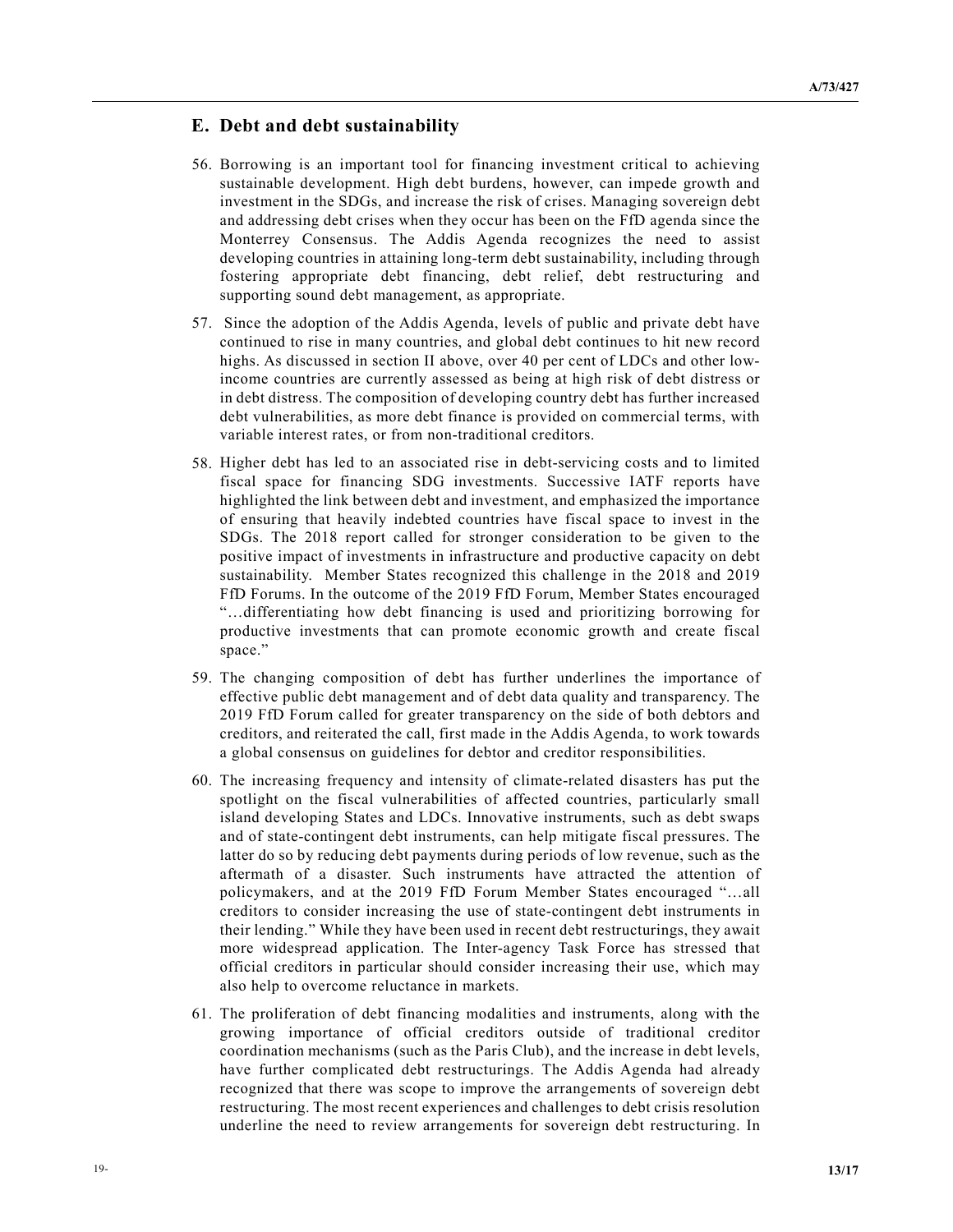## E. Debt and debt sustainability

56. Borrowing is an important tool for financing investment critical to achieving sustainable development. High debt burdens, however, can impede growth and investment in the SDGs, and increase the risk of crises. Managing sovereign debt and addressing debt crises when they occur has been on the FfD agenda since the Monterrey Consensus. The Addis Agenda recognizes the need to assist developing countries in attaining long-term debt sustainability, including through fostering appropriate debt financing, debt relief, debt restructuring and supporting sound debt management, as appropriate.

57. Since the adoption of the Addis Agenda, levels of public and private debt have continued to rise in many countries, and global debt continues to hit new record highs. As discussed in section II above, over 40 per cent of LDCs and other low-income countries are currently assessed as being at high risk of debt distress or in debt distress. The composition of developing country debt has further increased debt vulnerabilities, as more debt finance is provided on commercial terms, with variable interest rates, or from non-traditional creditors.

58. Higher debt has led to an associated rise in debt-servicing costs and to limited fiscal space for financing SDG investments. Successive IATF reports have highlighted the link between debt and investment, and emphasized the importance of ensuring that heavily indebted countries have fiscal space to invest in the SDGs. The 2018 report called for stronger consideration to be given to the positive impact of investments in infrastructure and productive capacity on debt sustainability. Member States recognized this challenge in the 2018 and 2019 FfD Forums. In the outcome of the 2019 FfD Forum, Member States encouraged "…differentiating how debt financing is used and prioritizing borrowing for productive investments that can promote economic growth and create fiscal space."

59. The changing composition of debt has further underlines the importance of effective public debt management and of debt data quality and transparency. The 2019 FfD Forum called for greater transparency on the side of both debtors and creditors, and reiterated the call, first made in the Addis Agenda, to work towards a global consensus on guidelines for debtor and creditor responsibilities.

60. The increasing frequency and intensity of climate-related disasters has put the spotlight on the fiscal vulnerabilities of affected countries, particularly small island developing States and LDCs. Innovative instruments, such as debt swaps and of state-contingent debt instruments, can help mitigate fiscal pressures. The latter do so by reducing debt payments during periods of low revenue, such as the aftermath of a disaster. Such instruments have attracted the attention of policymakers, and at the 2019 FfD Forum Member States encouraged "…all creditors to consider increasing the use of state-contingent debt instruments in their lending." While they have been used in recent debt restructurings, they await more widespread application. The Inter-agency Task Force has stressed that official creditors in particular should consider increasing their use, which may also help to overcome reluctance in markets.

61. The proliferation of debt financing modalities and instruments, along with the growing importance of official creditors outside of traditional creditor coordination mechanisms (such as the Paris Club), and the increase in debt levels, have further complicated debt restructurings. The Addis Agenda had already recognized that there was scope to improve the arrangements of sovereign debt restructuring. The most recent experiences and challenges to debt crisis resolution underline the need to review arrangements for sovereign debt restructuring. In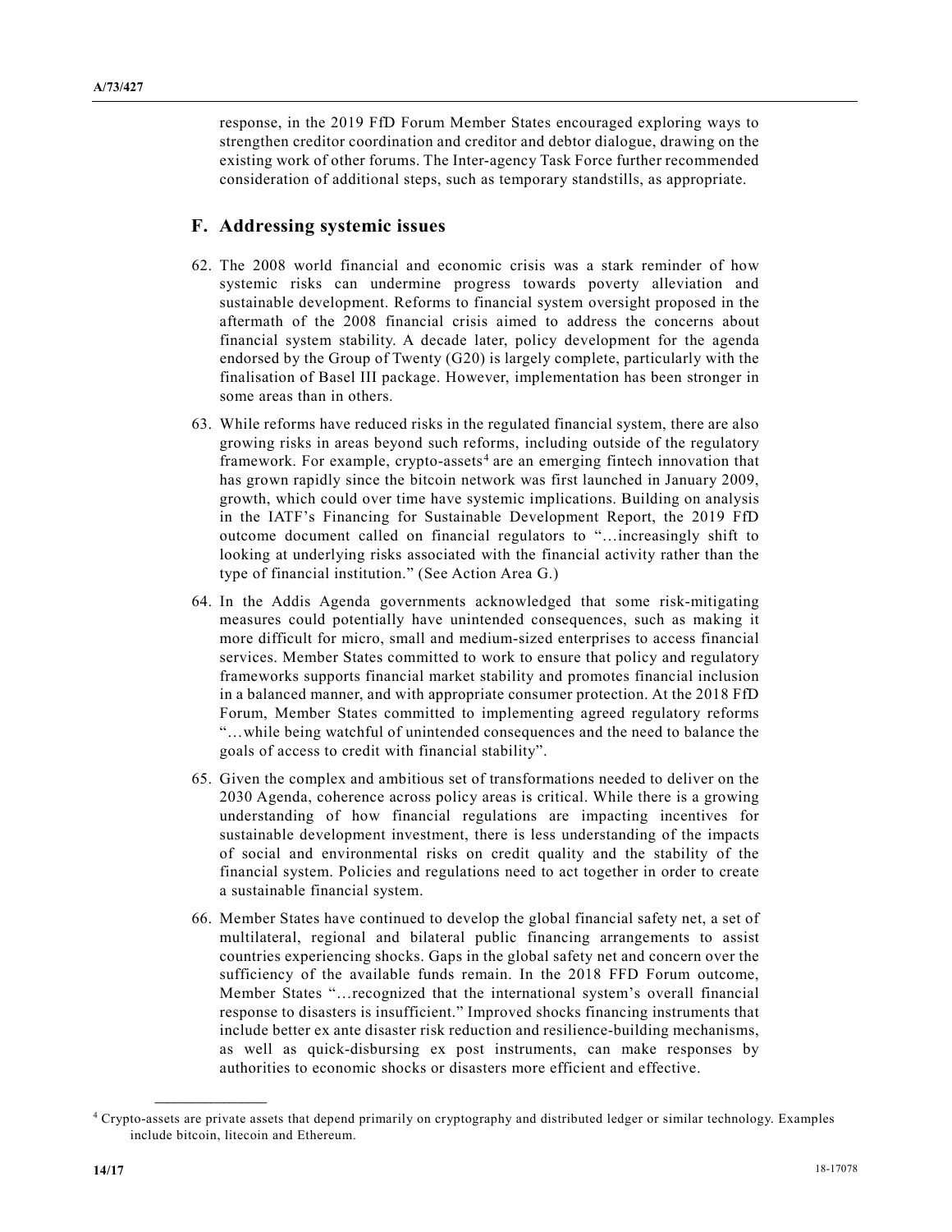response, in the 2019 FfD Forum Member States encouraged exploring ways to strengthen creditor coordination and creditor and debtor dialogue, drawing on the existing work of other forums. The Inter-agency Task Force further recommended consideration of additional steps, such as temporary standstills, as appropriate.

## F. Addressing systemic issues

62. The 2008 world financial and economic crisis was a stark reminder of how systemic risks can undermine progress towards poverty alleviation and sustainable development. Reforms to financial system oversight proposed in the aftermath of the 2008 financial crisis aimed to address the concerns about financial system stability. A decade later, policy development for the agenda endorsed by the Group of Twenty (G20) is largely complete, particularly with the finalisation of Basel III package. However, implementation has been stronger in some areas than in others.

63. While reforms have reduced risks in the regulated financial system, there are also growing risks in areas beyond such reforms, including outside of the regulatory framework. For example, crypto-assets[4] are an emerging fintech innovation that has grown rapidly since the bitcoin network was first launched in January 2009, growth, which could over time have systemic implications. Building on analysis in the IATF's Financing for Sustainable Development Report, the 2019 FfD outcome document called on financial regulators to "…increasingly shift to looking at underlying risks associated with the financial activity rather than the type of financial institution." (See Action Area G.)

64. In the Addis Agenda governments acknowledged that some risk-mitigating measures could potentially have unintended consequences, such as making it more difficult for micro, small and medium-sized enterprises to access financial services. Member States committed to work to ensure that policy and regulatory frameworks supports financial market stability and promotes financial inclusion in a balanced manner, and with appropriate consumer protection. At the 2018 FfD Forum, Member States committed to implementing agreed regulatory reforms "…while being watchful of unintended consequences and the need to balance the goals of access to credit with financial stability".

65. Given the complex and ambitious set of transformations needed to deliver on the 2030 Agenda, coherence across policy areas is critical. While there is a growing understanding of how financial regulations are impacting incentives for sustainable development investment, there is less understanding of the impacts of social and environmental risks on credit quality and the stability of the financial system. Policies and regulations need to act together in order to create a sustainable financial system.

66. Member States have continued to develop the global financial safety net, a set of multilateral, regional and bilateral public financing arrangements to assist countries experiencing shocks. Gaps in the global safety net and concern over the sufficiency of the available funds remain. In the 2018 FFD Forum outcome, Member States "…recognized that the international system's overall financial response to disasters is insufficient." Improved shocks financing instruments that include better ex ante disaster risk reduction and resilience-building mechanisms, as well as quick-disbursing ex post instruments, can make responses by authorities to economic shocks or disasters more efficient and effective.

---

[4] Crypto-assets are private assets that depend primarily on cryptography and distributed ledger or similar technology. Examples include bitcoin, litecoin and Ethereum.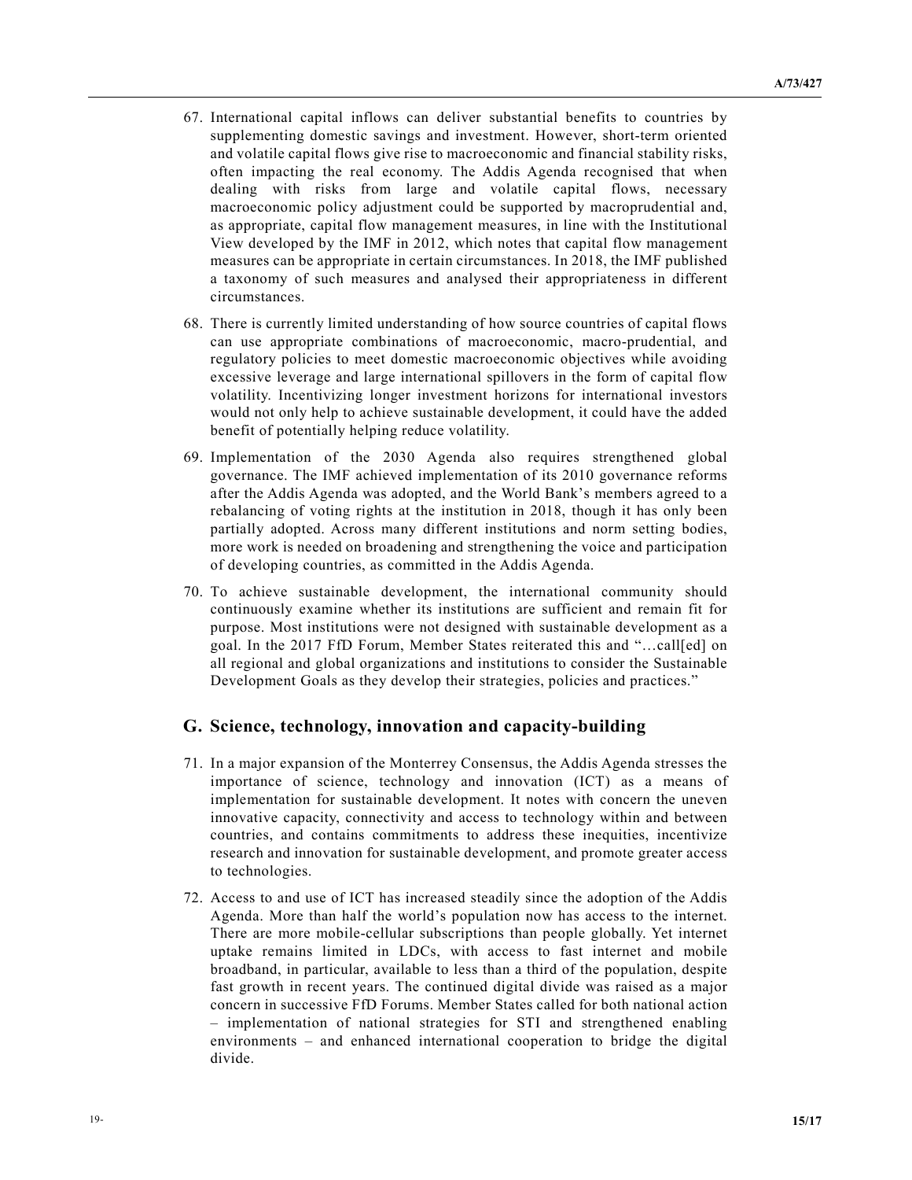67. International capital inflows can deliver substantial benefits to countries by supplementing domestic savings and investment. However, short-term oriented and volatile capital flows give rise to macroeconomic and financial stability risks, often impacting the real economy. The Addis Agenda recognised that when dealing with risks from large and volatile capital flows, necessary macroeconomic policy adjustment could be supported by macroprudential and, as appropriate, capital flow management measures, in line with the Institutional View developed by the IMF in 2012, which notes that capital flow management measures can be appropriate in certain circumstances. In 2018, the IMF published a taxonomy of such measures and analysed their appropriateness in different circumstances.

68. There is currently limited understanding of how source countries of capital flows can use appropriate combinations of macroeconomic, macro-prudential, and regulatory policies to meet domestic macroeconomic objectives while avoiding excessive leverage and large international spillovers in the form of capital flow volatility. Incentivizing longer investment horizons for international investors would not only help to achieve sustainable development, it could have the added benefit of potentially helping reduce volatility.

69. Implementation of the 2030 Agenda also requires strengthened global governance. The IMF achieved implementation of its 2010 governance reforms after the Addis Agenda was adopted, and the World Bank's members agreed to a rebalancing of voting rights at the institution in 2018, though it has only been partially adopted. Across many different institutions and norm setting bodies, more work is needed on broadening and strengthening the voice and participation of developing countries, as committed in the Addis Agenda.

70. To achieve sustainable development, the international community should continuously examine whether its institutions are sufficient and remain fit for purpose. Most institutions were not designed with sustainable development as a goal. In the 2017 FfD Forum, Member States reiterated this and "…call[ed] on all regional and global organizations and institutions to consider the Sustainable Development Goals as they develop their strategies, policies and practices."

## G. Science, technology, innovation and capacity-building

71. In a major expansion of the Monterrey Consensus, the Addis Agenda stresses the importance of science, technology and innovation (ICT) as a means of implementation for sustainable development. It notes with concern the uneven innovative capacity, connectivity and access to technology within and between countries, and contains commitments to address these inequities, incentivize research and innovation for sustainable development, and promote greater access to technologies.

72. Access to and use of ICT has increased steadily since the adoption of the Addis Agenda. More than half the world's population now has access to the internet. There are more mobile-cellular subscriptions than people globally. Yet internet uptake remains limited in LDCs, with access to fast internet and mobile broadband, in particular, available to less than a third of the population, despite fast growth in recent years. The continued digital divide was raised as a major concern in successive FfD Forums. Member States called for both national action – implementation of national strategies for STI and strengthened enabling environments – and enhanced international cooperation to bridge the digital divide.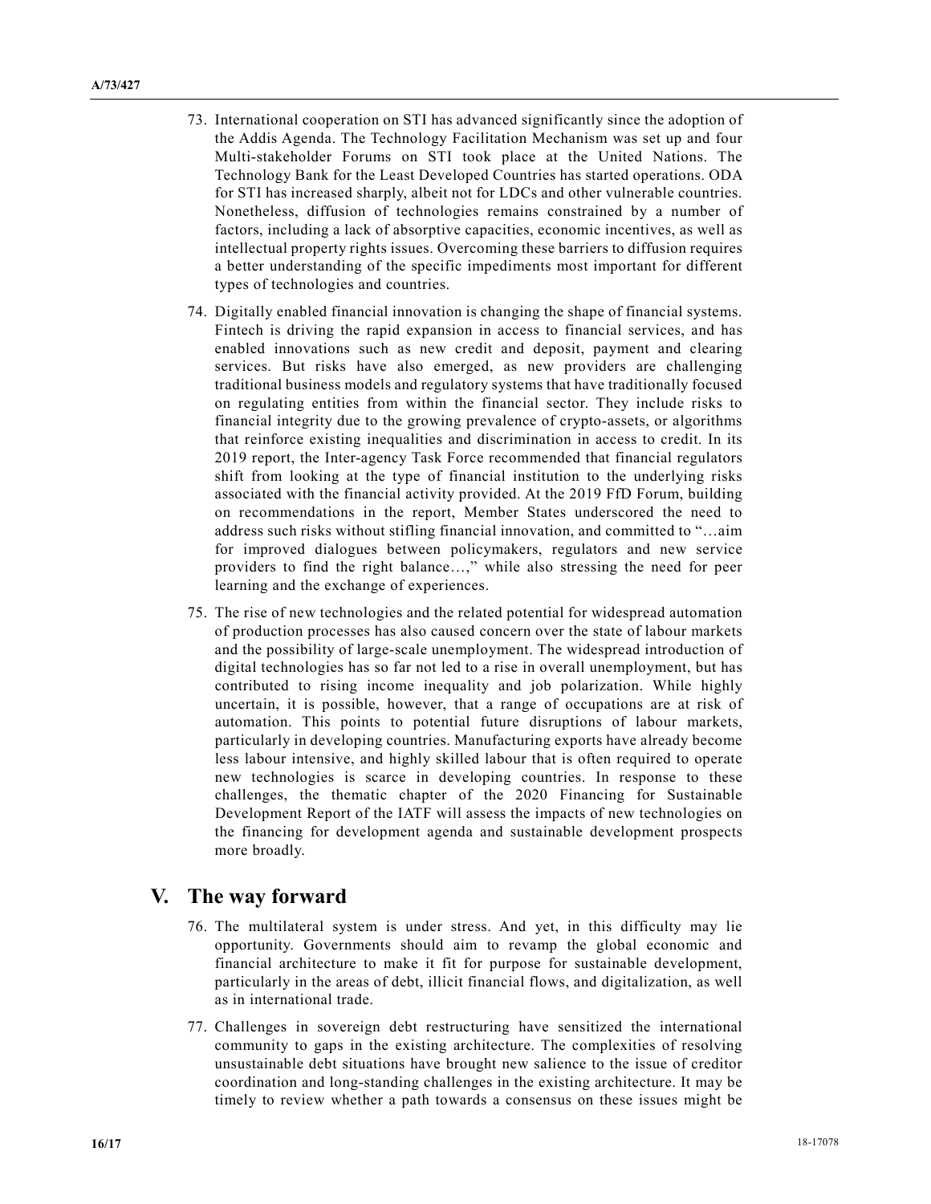73. International cooperation on STI has advanced significantly since the adoption of the Addis Agenda. The Technology Facilitation Mechanism was set up and four Multi-stakeholder Forums on STI took place at the United Nations. The Technology Bank for the Least Developed Countries has started operations. ODA for STI has increased sharply, albeit not for LDCs and other vulnerable countries. Nonetheless, diffusion of technologies remains constrained by a number of factors, including a lack of absorptive capacities, economic incentives, as well as intellectual property rights issues. Overcoming these barriers to diffusion requires a better understanding of the specific impediments most important for different types of technologies and countries.

74. Digitally enabled financial innovation is changing the shape of financial systems. Fintech is driving the rapid expansion in access to financial services, and has enabled innovations such as new credit and deposit, payment and clearing services. But risks have also emerged, as new providers are challenging traditional business models and regulatory systems that have traditionally focused on regulating entities from within the financial sector. They include risks to financial integrity due to the growing prevalence of crypto-assets, or algorithms that reinforce existing inequalities and discrimination in access to credit. In its 2019 report, the Inter-agency Task Force recommended that financial regulators shift from looking at the type of financial institution to the underlying risks associated with the financial activity provided. At the 2019 FfD Forum, building on recommendations in the report, Member States underscored the need to address such risks without stifling financial innovation, and committed to "…aim for improved dialogues between policymakers, regulators and new service providers to find the right balance…," while also stressing the need for peer learning and the exchange of experiences.

75. The rise of new technologies and the related potential for widespread automation of production processes has also caused concern over the state of labour markets and the possibility of large-scale unemployment. The widespread introduction of digital technologies has so far not led to a rise in overall unemployment, but has contributed to rising income inequality and job polarization. While highly uncertain, it is possible, however, that a range of occupations are at risk of automation. This points to potential future disruptions of labour markets, particularly in developing countries. Manufacturing exports have already become less labour intensive, and highly skilled labour that is often required to operate new technologies is scarce in developing countries. In response to these challenges, the thematic chapter of the 2020 Financing for Sustainable Development Report of the IATF will assess the impacts of new technologies on the financing for development agenda and sustainable development prospects more broadly.

## V. The way forward

76. The multilateral system is under stress. And yet, in this difficulty may lie opportunity. Governments should aim to revamp the global economic and financial architecture to make it fit for purpose for sustainable development, particularly in the areas of debt, illicit financial flows, and digitalization, as well as in international trade.

77. Challenges in sovereign debt restructuring have sensitized the international community to gaps in the existing architecture. The complexities of resolving unsustainable debt situations have brought new salience to the issue of creditor coordination and long-standing challenges in the existing architecture. It may be timely to review whether a path towards a consensus on these issues might be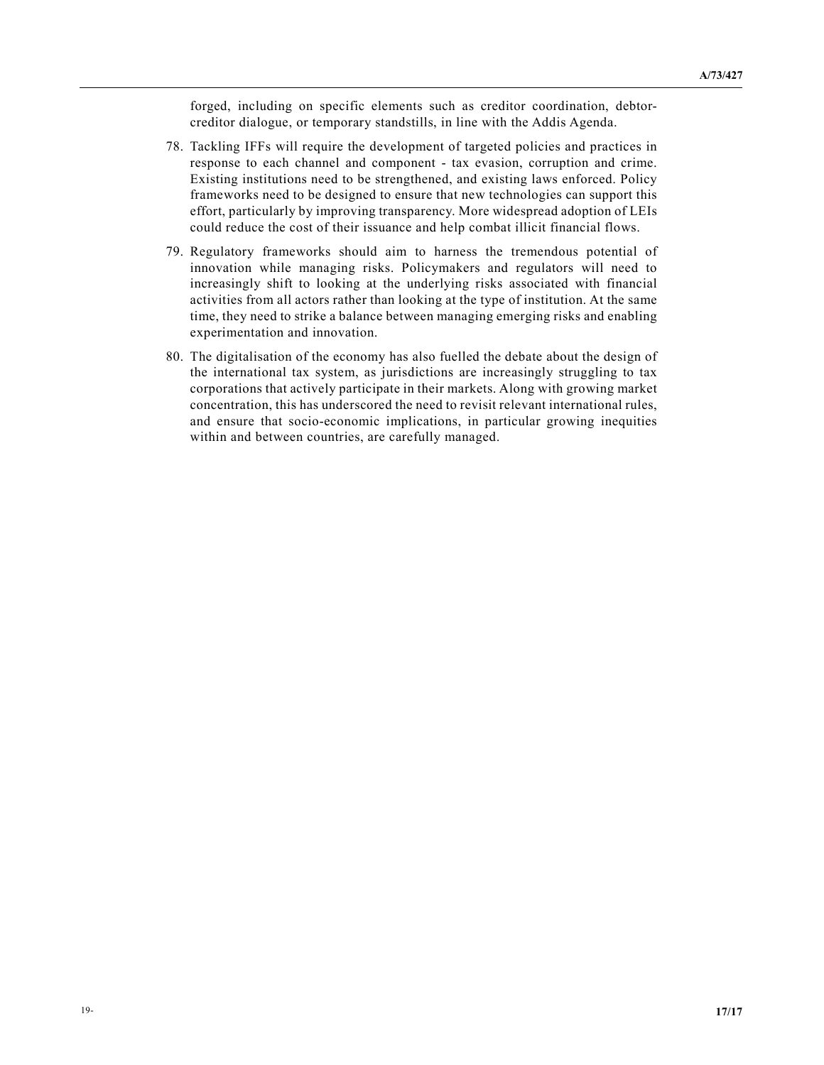forged, including on specific elements such as creditor coordination, debtor-creditor dialogue, or temporary standstills, in line with the Addis Agenda.

78. Tackling IFFs will require the development of targeted policies and practices in response to each channel and component - tax evasion, corruption and crime. Existing institutions need to be strengthened, and existing laws enforced. Policy frameworks need to be designed to ensure that new technologies can support this effort, particularly by improving transparency. More widespread adoption of LEIs could reduce the cost of their issuance and help combat illicit financial flows.

79. Regulatory frameworks should aim to harness the tremendous potential of innovation while managing risks. Policymakers and regulators will need to increasingly shift to looking at the underlying risks associated with financial activities from all actors rather than looking at the type of institution. At the same time, they need to strike a balance between managing emerging risks and enabling experimentation and innovation.

80. The digitalisation of the economy has also fuelled the debate about the design of the international tax system, as jurisdictions are increasingly struggling to tax corporations that actively participate in their markets. Along with growing market concentration, this has underscored the need to revisit relevant international rules, and ensure that socio-economic implications, in particular growing inequities within and between countries, are carefully managed.